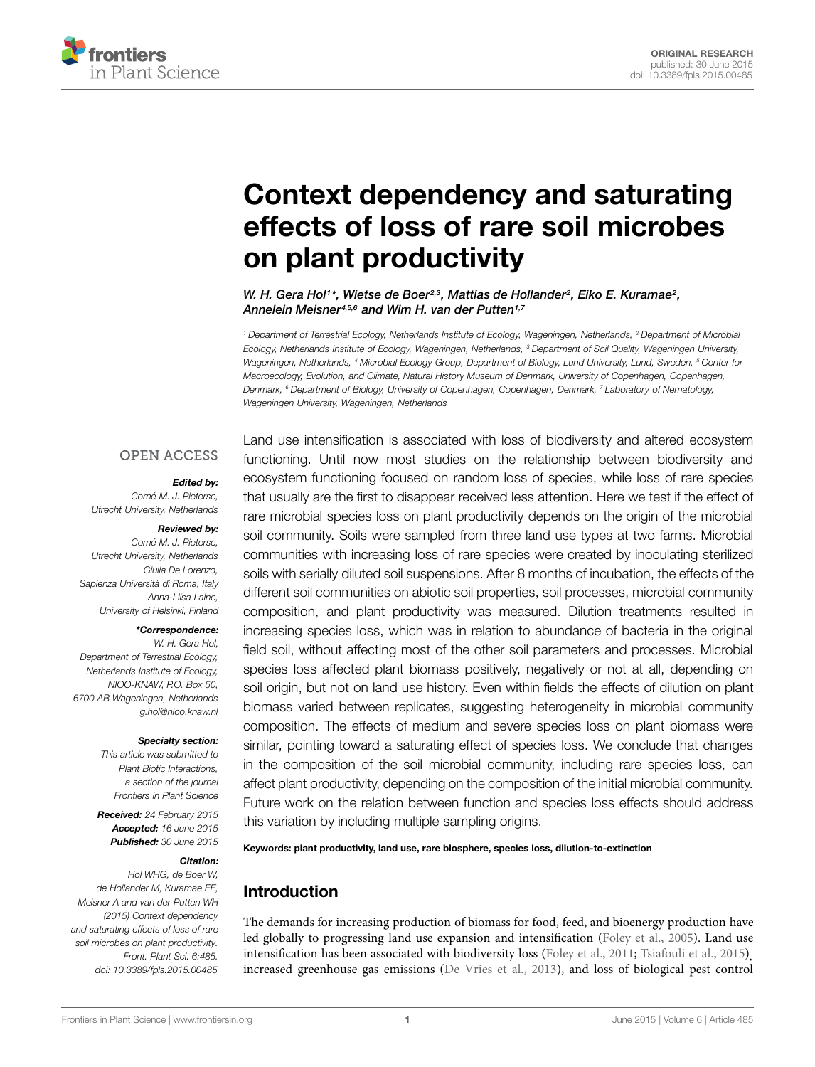ORIGINAL RESEARCH
published: 30 June 2015
doi: 10.3389/fpls.2015.00485

# Context dependency and saturating effects of loss of rare soil microbes on plant productivity

*W. H. Gera Hol[1]*\*, *Wietse de Boer[2,3]*, *Mattias de Hollander[2]*, *Eiko E. Kuramae[2]*, *Annelein Meisner[4,5,6]* and *Wim H. van der Putten[1,7]*

[1] Department of Terrestrial Ecology, Netherlands Institute of Ecology, Wageningen, Netherlands, [2] Department of Microbial Ecology, Netherlands Institute of Ecology, Wageningen, Netherlands, [3] Department of Soil Quality, Wageningen University, Wageningen, Netherlands, [4] Microbial Ecology Group, Department of Biology, Lund University, Lund, Sweden, [5] Center for Macroecology, Evolution, and Climate, Natural History Museum of Denmark, University of Copenhagen, Copenhagen, Denmark, [6] Department of Biology, University of Copenhagen, Copenhagen, Denmark, [7] Laboratory of Nematology, Wageningen University, Wageningen, Netherlands

OPEN ACCESS

***Edited by:***
*Corné M. J. Pieterse, Utrecht University, Netherlands*

***Reviewed by:***
*Corné M. J. Pieterse, Utrecht University, Netherlands*
*Giulia De Lorenzo, Sapienza Università di Roma, Italy*
*Anna-Liisa Laine, University of Helsinki, Finland*

***\*Correspondence:***
*W. H. Gera Hol, Department of Terrestrial Ecology, Netherlands Institute of Ecology, NIOO-KNAW, P.O. Box 50, 6700 AB Wageningen, Netherlands*
*g.hol@nioo.knaw.nl*

***Specialty section:***
*This article was submitted to Plant Biotic Interactions, a section of the journal Frontiers in Plant Science*

***Received:*** *24 February 2015*
***Accepted:*** *16 June 2015*
***Published:*** *30 June 2015*

***Citation:***
*Hol WHG, de Boer W, de Hollander M, Kuramae EE, Meisner A and van der Putten WH (2015) Context dependency and saturating effects of loss of rare soil microbes on plant productivity. Front. Plant Sci. 6:485. doi: 10.3389/fpls.2015.00485*

Land use intensification is associated with loss of biodiversity and altered ecosystem functioning. Until now most studies on the relationship between biodiversity and ecosystem functioning focused on random loss of species, while loss of rare species that usually are the first to disappear received less attention. Here we test if the effect of rare microbial species loss on plant productivity depends on the origin of the microbial soil community. Soils were sampled from three land use types at two farms. Microbial communities with increasing loss of rare species were created by inoculating sterilized soils with serially diluted soil suspensions. After 8 months of incubation, the effects of the different soil communities on abiotic soil properties, soil processes, microbial community composition, and plant productivity was measured. Dilution treatments resulted in increasing species loss, which was in relation to abundance of bacteria in the original field soil, without affecting most of the other soil parameters and processes. Microbial species loss affected plant biomass positively, negatively or not at all, depending on soil origin, but not on land use history. Even within fields the effects of dilution on plant biomass varied between replicates, suggesting heterogeneity in microbial community composition. The effects of medium and severe species loss on plant biomass were similar, pointing toward a saturating effect of species loss. We conclude that changes in the composition of the soil microbial community, including rare species loss, can affect plant productivity, depending on the composition of the initial microbial community. Future work on the relation between function and species loss effects should address this variation by including multiple sampling origins.

**Keywords: plant productivity, land use, rare biosphere, species loss, dilution-to-extinction**

## Introduction

The demands for increasing production of biomass for food, feed, and bioenergy production have led globally to progressing land use expansion and intensification (Foley et al., 2005). Land use intensification has been associated with biodiversity loss (Foley et al., 2011; Tsiafouli et al., 2015), increased greenhouse gas emissions (De Vries et al., 2013), and loss of biological pest control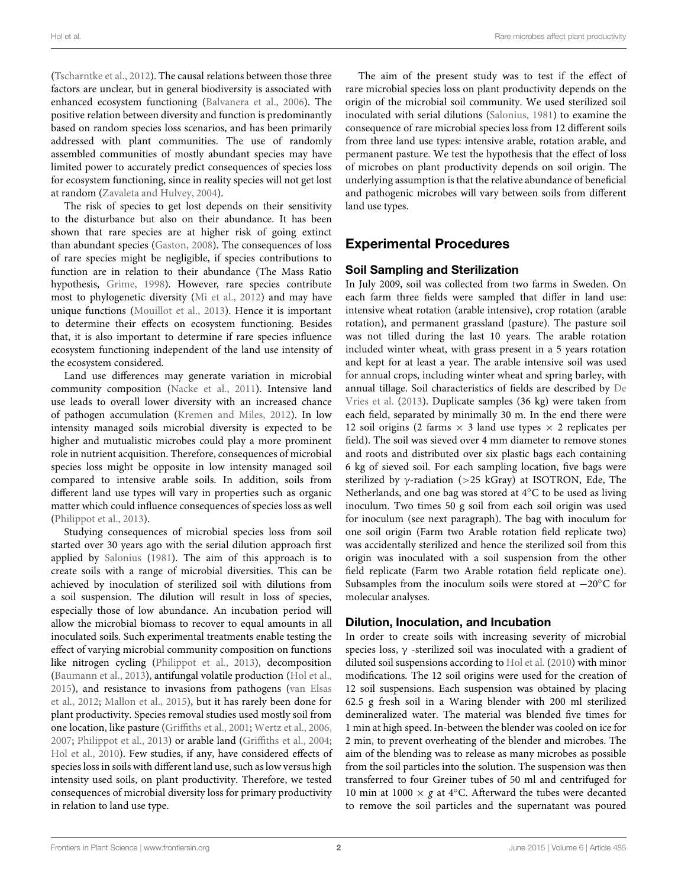(Tscharntke et al., 2012). The causal relations between those three factors are unclear, but in general biodiversity is associated with enhanced ecosystem functioning (Balvanera et al., 2006). The positive relation between diversity and function is predominantly based on random species loss scenarios, and has been primarily addressed with plant communities. The use of randomly assembled communities of mostly abundant species may have limited power to accurately predict consequences of species loss for ecosystem functioning, since in reality species will not get lost at random (Zavaleta and Hulvey, 2004).

The risk of species to get lost depends on their sensitivity to the disturbance but also on their abundance. It has been shown that rare species are at higher risk of going extinct than abundant species (Gaston, 2008). The consequences of loss of rare species might be negligible, if species contributions to function are in relation to their abundance (The Mass Ratio hypothesis, Grime, 1998). However, rare species contribute most to phylogenetic diversity (Mi et al., 2012) and may have unique functions (Mouillot et al., 2013). Hence it is important to determine their effects on ecosystem functioning. Besides that, it is also important to determine if rare species influence ecosystem functioning independent of the land use intensity of the ecosystem considered.

Land use differences may generate variation in microbial community composition (Nacke et al., 2011). Intensive land use leads to overall lower diversity with an increased chance of pathogen accumulation (Kremen and Miles, 2012). In low intensity managed soils microbial diversity is expected to be higher and mutualistic microbes could play a more prominent role in nutrient acquisition. Therefore, consequences of microbial species loss might be opposite in low intensity managed soil compared to intensive arable soils. In addition, soils from different land use types will vary in properties such as organic matter which could influence consequences of species loss as well (Philippot et al., 2013).

Studying consequences of microbial species loss from soil started over 30 years ago with the serial dilution approach first applied by Salonius (1981). The aim of this approach is to create soils with a range of microbial diversities. This can be achieved by inoculation of sterilized soil with dilutions from a soil suspension. The dilution will result in loss of species, especially those of low abundance. An incubation period will allow the microbial biomass to recover to equal amounts in all inoculated soils. Such experimental treatments enable testing the effect of varying microbial community composition on functions like nitrogen cycling (Philippot et al., 2013), decomposition (Baumann et al., 2013), antifungal volatile production (Hol et al., 2015), and resistance to invasions from pathogens (van Elsas et al., 2012; Mallon et al., 2015), but it has rarely been done for plant productivity. Species removal studies used mostly soil from one location, like pasture (Griffiths et al., 2001; Wertz et al., 2006, 2007; Philippot et al., 2013) or arable land (Griffiths et al., 2004; Hol et al., 2010). Few studies, if any, have considered effects of species loss in soils with different land use, such as low versus high intensity used soils, on plant productivity. Therefore, we tested consequences of microbial diversity loss for primary productivity in relation to land use type.

The aim of the present study was to test if the effect of rare microbial species loss on plant productivity depends on the origin of the microbial soil community. We used sterilized soil inoculated with serial dilutions (Salonius, 1981) to examine the consequence of rare microbial species loss from 12 different soils from three land use types: intensive arable, rotation arable, and permanent pasture. We test the hypothesis that the effect of loss of microbes on plant productivity depends on soil origin. The underlying assumption is that the relative abundance of beneficial and pathogenic microbes will vary between soils from different land use types.

## Experimental Procedures

### Soil Sampling and Sterilization

In July 2009, soil was collected from two farms in Sweden. On each farm three fields were sampled that differ in land use: intensive wheat rotation (arable intensive), crop rotation (arable rotation), and permanent grassland (pasture). The pasture soil was not tilled during the last 10 years. The arable rotation included winter wheat, with grass present in a 5 years rotation and kept for at least a year. The arable intensive soil was used for annual crops, including winter wheat and spring barley, with annual tillage. Soil characteristics of fields are described by De Vries et al. (2013). Duplicate samples (36 kg) were taken from each field, separated by minimally 30 m. In the end there were 12 soil origins (2 farms × 3 land use types × 2 replicates per field). The soil was sieved over 4 mm diameter to remove stones and roots and distributed over six plastic bags each containing 6 kg of sieved soil. For each sampling location, five bags were sterilized by γ-radiation (>25 kGray) at ISOTRON, Ede, The Netherlands, and one bag was stored at 4°C to be used as living inoculum. Two times 50 g soil from each soil origin was used for inoculum (see next paragraph). The bag with inoculum for one soil origin (Farm two Arable rotation field replicate two) was accidentally sterilized and hence the sterilized soil from this origin was inoculated with a soil suspension from the other field replicate (Farm two Arable rotation field replicate one). Subsamples from the inoculum soils were stored at −20°C for molecular analyses.

### Dilution, Inoculation, and Incubation

In order to create soils with increasing severity of microbial species loss, γ -sterilized soil was inoculated with a gradient of diluted soil suspensions according to Hol et al. (2010) with minor modifications. The 12 soil origins were used for the creation of 12 soil suspensions. Each suspension was obtained by placing 62.5 g fresh soil in a Waring blender with 200 ml sterilized demineralized water. The material was blended five times for 1 min at high speed. In-between the blender was cooled on ice for 2 min, to prevent overheating of the blender and microbes. The aim of the blending was to release as many microbes as possible from the soil particles into the solution. The suspension was then transferred to four Greiner tubes of 50 ml and centrifuged for 10 min at 1000 × *g* at 4°C. Afterward the tubes were decanted to remove the soil particles and the supernatant was poured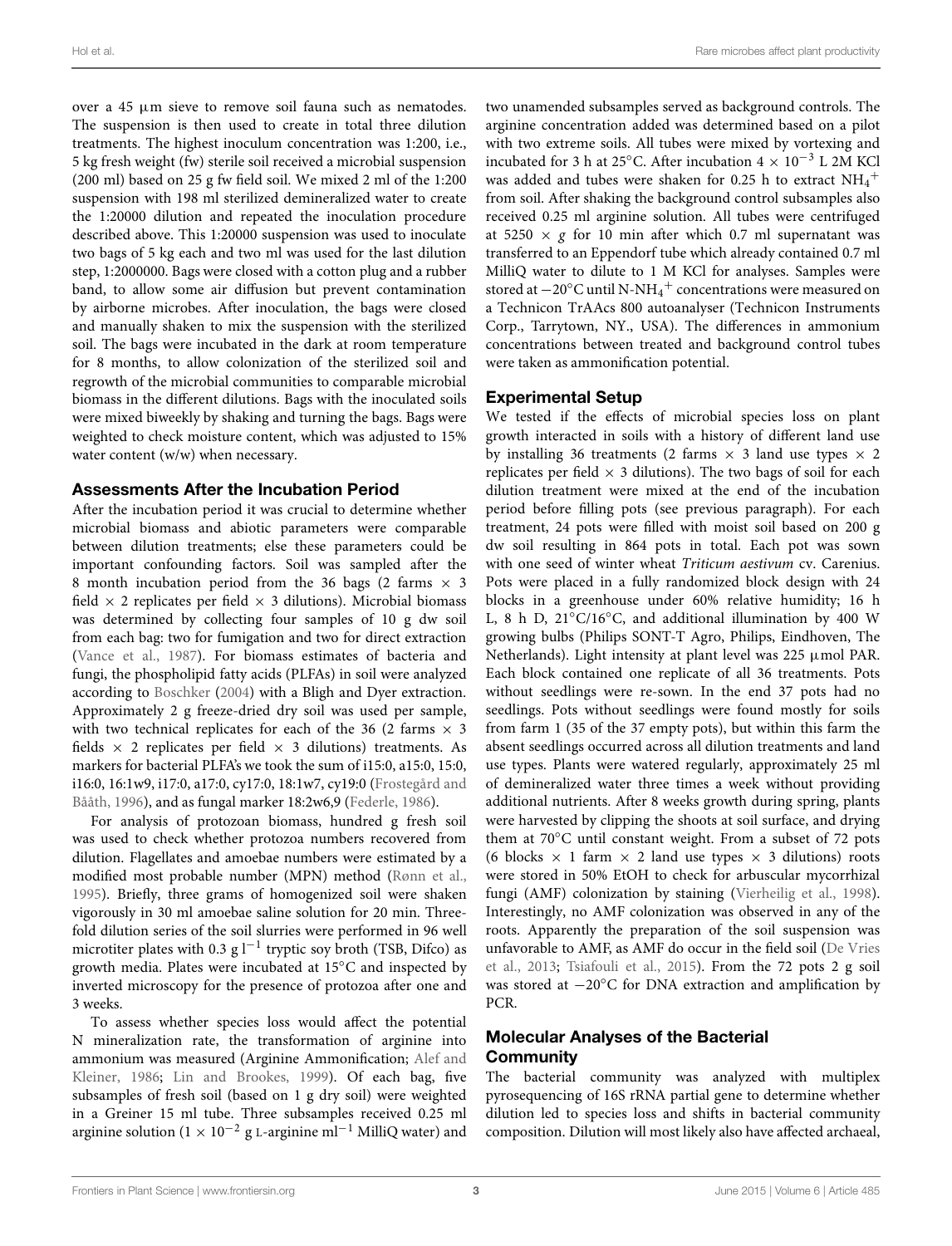over a 45 μm sieve to remove soil fauna such as nematodes. The suspension is then used to create in total three dilution treatments. The highest inoculum concentration was 1:200, i.e., 5 kg fresh weight (fw) sterile soil received a microbial suspension (200 ml) based on 25 g fw field soil. We mixed 2 ml of the 1:200 suspension with 198 ml sterilized demineralized water to create the 1:20000 dilution and repeated the inoculation procedure described above. This 1:20000 suspension was used to inoculate two bags of 5 kg each and two ml was used for the last dilution step, 1:2000000. Bags were closed with a cotton plug and a rubber band, to allow some air diffusion but prevent contamination by airborne microbes. After inoculation, the bags were closed and manually shaken to mix the suspension with the sterilized soil. The bags were incubated in the dark at room temperature for 8 months, to allow colonization of the sterilized soil and regrowth of the microbial communities to comparable microbial biomass in the different dilutions. Bags with the inoculated soils were mixed biweekly by shaking and turning the bags. Bags were weighted to check moisture content, which was adjusted to 15% water content (w/w) when necessary.

## Assessments After the Incubation Period

After the incubation period it was crucial to determine whether microbial biomass and abiotic parameters were comparable between dilution treatments; else these parameters could be important confounding factors. Soil was sampled after the 8 month incubation period from the 36 bags (2 farms × 3 field × 2 replicates per field × 3 dilutions). Microbial biomass was determined by collecting four samples of 10 g dw soil from each bag: two for fumigation and two for direct extraction (Vance et al., 1987). For biomass estimates of bacteria and fungi, the phospholipid fatty acids (PLFAs) in soil were analyzed according to Boschker (2004) with a Bligh and Dyer extraction. Approximately 2 g freeze-dried dry soil was used per sample, with two technical replicates for each of the 36 (2 farms × 3 fields × 2 replicates per field × 3 dilutions) treatments. As markers for bacterial PLFA's we took the sum of i15:0, a15:0, 15:0, i16:0, 16:1w9, i17:0, a17:0, cy17:0, 18:1w7, cy19:0 (Frostegård and Bååth, 1996), and as fungal marker 18:2w6,9 (Federle, 1986).

For analysis of protozoan biomass, hundred g fresh soil was used to check whether protozoa numbers recovered from dilution. Flagellates and amoebae numbers were estimated by a modified most probable number (MPN) method (Rønn et al., 1995). Briefly, three grams of homogenized soil were shaken vigorously in 30 ml amoebae saline solution for 20 min. Three-fold dilution series of the soil slurries were performed in 96 well microtiter plates with 0.3 g $l^{-1}$ tryptic soy broth (TSB, Difco) as growth media. Plates were incubated at 15°C and inspected by inverted microscopy for the presence of protozoa after one and 3 weeks.

To assess whether species loss would affect the potential N mineralization rate, the transformation of arginine into ammonium was measured (Arginine Ammonification; Alef and Kleiner, 1986; Lin and Brookes, 1999). Of each bag, five subsamples of fresh soil (based on 1 g dry soil) were weighted in a Greiner 15 ml tube. Three subsamples received 0.25 ml arginine solution ($1 \times 10^{-2}$ g L-arginine $ml^{-1}$ MilliQ water) and two unamended subsamples served as background controls. The arginine concentration added was determined based on a pilot with two extreme soils. All tubes were mixed by vortexing and incubated for 3 h at 25°C. After incubation $4 \times 10^{-3}$ L 2M KCl was added and tubes were shaken for 0.25 h to extract $NH_4^+$ from soil. After shaking the background control subsamples also received 0.25 ml arginine solution. All tubes were centrifuged at 5250 × *g* for 10 min after which 0.7 ml supernatant was transferred to an Eppendorf tube which already contained 0.7 ml MilliQ water to dilute to 1 M KCl for analyses. Samples were stored at −20°C until N-$NH_4^+$ concentrations were measured on a Technicon TrAAcs 800 autoanalyser (Technicon Instruments Corp., Tarrytown, NY., USA). The differences in ammonium concentrations between treated and background control tubes were taken as ammonification potential.

## Experimental Setup

We tested if the effects of microbial species loss on plant growth interacted in soils with a history of different land use by installing 36 treatments (2 farms × 3 land use types × 2 replicates per field × 3 dilutions). The two bags of soil for each dilution treatment were mixed at the end of the incubation period before filling pots (see previous paragraph). For each treatment, 24 pots were filled with moist soil based on 200 g dw soil resulting in 864 pots in total. Each pot was sown with one seed of winter wheat *Triticum aestivum* cv. Carenius. Pots were placed in a fully randomized block design with 24 blocks in a greenhouse under 60% relative humidity; 16 h L, 8 h D, 21°C/16°C, and additional illumination by 400 W growing bulbs (Philips SONT-T Agro, Philips, Eindhoven, The Netherlands). Light intensity at plant level was 225 μmol PAR. Each block contained one replicate of all 36 treatments. Pots without seedlings were re-sown. In the end 37 pots had no seedlings. Pots without seedlings were found mostly for soils from farm 1 (35 of the 37 empty pots), but within this farm the absent seedlings occurred across all dilution treatments and land use types. Plants were watered regularly, approximately 25 ml of demineralized water three times a week without providing additional nutrients. After 8 weeks growth during spring, plants were harvested by clipping the shoots at soil surface, and drying them at 70°C until constant weight. From a subset of 72 pots (6 blocks × 1 farm × 2 land use types × 3 dilutions) roots were stored in 50% EtOH to check for arbuscular mycorrhizal fungi (AMF) colonization by staining (Vierheilig et al., 1998). Interestingly, no AMF colonization was observed in any of the roots. Apparently the preparation of the soil suspension was unfavorable to AMF, as AMF do occur in the field soil (De Vries et al., 2013; Tsiafouli et al., 2015). From the 72 pots 2 g soil was stored at −20°C for DNA extraction and amplification by PCR.

## Molecular Analyses of the Bacterial Community

The bacterial community was analyzed with multiplex pyrosequencing of 16S rRNA partial gene to determine whether dilution led to species loss and shifts in bacterial community composition. Dilution will most likely also have affected archaeal,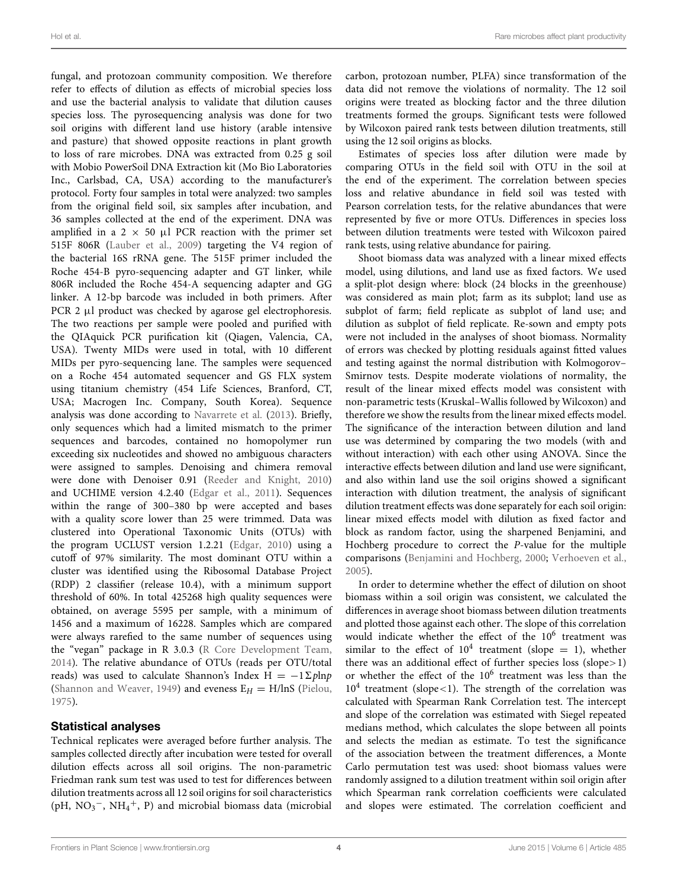fungal, and protozoan community composition. We therefore refer to effects of dilution as effects of microbial species loss and use the bacterial analysis to validate that dilution causes species loss. The pyrosequencing analysis was done for two soil origins with different land use history (arable intensive and pasture) that showed opposite reactions in plant growth to loss of rare microbes. DNA was extracted from 0.25 g soil with Mobio PowerSoil DNA Extraction kit (Mo Bio Laboratories Inc., Carlsbad, CA, USA) according to the manufacturer's protocol. Forty four samples in total were analyzed: two samples from the original field soil, six samples after incubation, and 36 samples collected at the end of the experiment. DNA was amplified in a 2 × 50 μl PCR reaction with the primer set 515F 806R (Lauber et al., 2009) targeting the V4 region of the bacterial 16S rRNA gene. The 515F primer included the Roche 454-B pyro-sequencing adapter and GT linker, while 806R included the Roche 454-A sequencing adapter and GG linker. A 12-bp barcode was included in both primers. After PCR 2 μl product was checked by agarose gel electrophoresis. The two reactions per sample were pooled and purified with the QIAquick PCR purification kit (Qiagen, Valencia, CA, USA). Twenty MIDs were used in total, with 10 different MIDs per pyro-sequencing lane. The samples were sequenced on a Roche 454 automated sequencer and GS FLX system using titanium chemistry (454 Life Sciences, Branford, CT, USA; Macrogen Inc. Company, Seoul, South Korea). Sequence analysis was done according to Navarrete et al. (2013). Briefly, only sequences which had a limited mismatch to the primer sequences and barcodes, contained no homopolymer run exceeding six nucleotides and showed no ambiguous characters were assigned to samples. Denoising and chimera removal were done with Denoiser 0.91 (Reeder and Knight, 2010) and UCHIME version 4.2.40 (Edgar et al., 2011). Sequences within the range of 300–380 bp were accepted and bases with a quality score lower than 25 were trimmed. Data was clustered into Operational Taxonomic Units (OTUs) with the program UCLUST version 1.2.21 (Edgar, 2010) using a cutoff of 97% similarity. The most dominant OTU within a cluster was identified using the Ribosomal Database Project (RDP) 2 classifier (release 10.4), with a minimum support threshold of 60%. In total 425268 high quality sequences were obtained, on average 5595 per sample, with a minimum of 1456 and a maximum of 16228. Samples which are compared were always rarefied to the same number of sequences using the "vegan" package in R 3.0.3 (R Core Development Team, 2014). The relative abundance of OTUs (reads per OTU/total reads) was used to calculate Shannon's Index $H = -1\Sigma p \ln p$ (Shannon and Weaver, 1949) and eveness $E_H = H/\ln S$ (Pielou, 1975).

## Statistical analyses

Technical replicates were averaged before further analysis. The samples collected directly after incubation were tested for overall dilution effects across all soil origins. The non-parametric Friedman rank sum test was used to test for differences between dilution treatments across all 12 soil origins for soil characteristics (pH, $NO_3^-$, $NH_4^+$, P) and microbial biomass data (microbial carbon, protozoan number, PLFA) since transformation of the data did not remove the violations of normality. The 12 soil origins were treated as blocking factor and the three dilution treatments formed the groups. Significant tests were followed by Wilcoxon paired rank tests between dilution treatments, still using the 12 soil origins as blocks.

Estimates of species loss after dilution were made by comparing OTUs in the field soil with OTU in the soil at the end of the experiment. The correlation between species loss and relative abundance in field soil was tested with Pearson correlation tests, for the relative abundances that were represented by five or more OTUs. Differences in species loss between dilution treatments were tested with Wilcoxon paired rank tests, using relative abundance for pairing.

Shoot biomass data was analyzed with a linear mixed effects model, using dilutions, and land use as fixed factors. We used a split-plot design where: block (24 blocks in the greenhouse) was considered as main plot; farm as its subplot; land use as subplot of farm; field replicate as subplot of land use; and dilution as subplot of field replicate. Re-sown and empty pots were not included in the analyses of shoot biomass. Normality of errors was checked by plotting residuals against fitted values and testing against the normal distribution with Kolmogorov–Smirnov tests. Despite moderate violations of normality, the result of the linear mixed effects model was consistent with non-parametric tests (Kruskal–Wallis followed by Wilcoxon) and therefore we show the results from the linear mixed effects model. The significance of the interaction between dilution and land use was determined by comparing the two models (with and without interaction) with each other using ANOVA. Since the interactive effects between dilution and land use were significant, and also within land use the soil origins showed a significant interaction with dilution treatment, the analysis of significant dilution treatment effects was done separately for each soil origin: linear mixed effects model with dilution as fixed factor and block as random factor, using the sharpened Benjamini, and Hochberg procedure to correct the *P*-value for the multiple comparisons (Benjamini and Hochberg, 2000; Verhoeven et al., 2005).

In order to determine whether the effect of dilution on shoot biomass within a soil origin was consistent, we calculated the differences in average shoot biomass between dilution treatments and plotted those against each other. The slope of this correlation would indicate whether the effect of the $10^6$ treatment was similar to the effect of $10^4$ treatment (slope = 1), whether there was an additional effect of further species loss (slope > 1) or whether the effect of the $10^6$ treatment was less than the $10^4$ treatment (slope < 1). The strength of the correlation was calculated with Spearman Rank Correlation test. The intercept and slope of the correlation was estimated with Siegel repeated medians method, which calculates the slope between all points and selects the median as estimate. To test the significance of the association between the treatment differences, a Monte Carlo permutation test was used: shoot biomass values were randomly assigned to a dilution treatment within soil origin after which Spearman rank correlation coefficients were calculated and slopes were estimated. The correlation coefficient and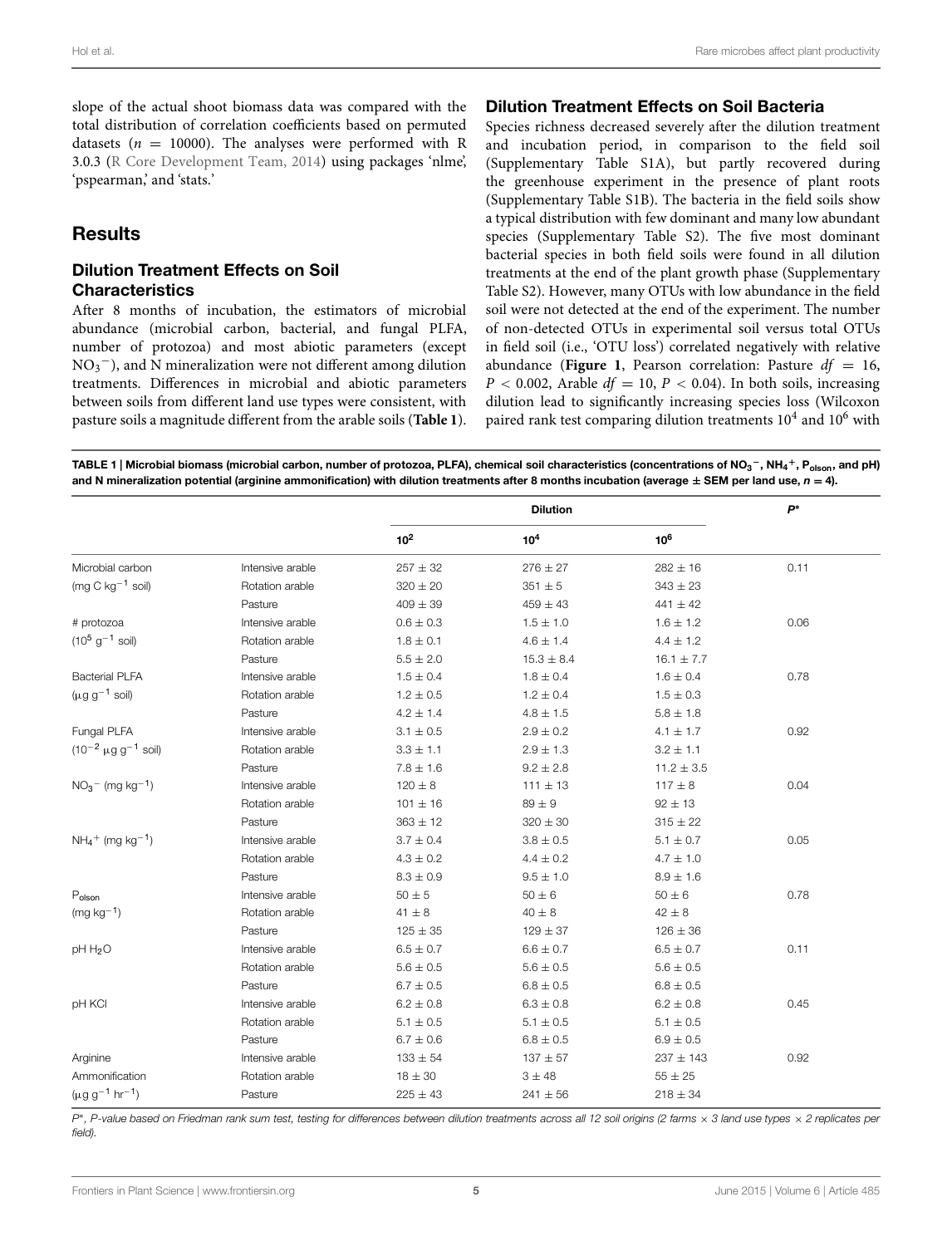slope of the actual shoot biomass data was compared with the total distribution of correlation coefficients based on permuted datasets ($n$ = 10000). The analyses were performed with R 3.0.3 (R Core Development Team, 2014) using packages 'nlme', 'pspearman,' and 'stats.'

## Results

### Dilution Treatment Effects on Soil Characteristics

After 8 months of incubation, the estimators of microbial abundance (microbial carbon, bacterial, and fungal PLFA, number of protozoa) and most abiotic parameters (except $NO_3^-$), and N mineralization were not different among dilution treatments. Differences in microbial and abiotic parameters between soils from different land use types were consistent, with pasture soils a magnitude different from the arable soils (**Table 1**).

### Dilution Treatment Effects on Soil Bacteria

Species richness decreased severely after the dilution treatment and incubation period, in comparison to the field soil (Supplementary Table S1A), but partly recovered during the greenhouse experiment in the presence of plant roots (Supplementary Table S1B). The bacteria in the field soils show a typical distribution with few dominant and many low abundant species (Supplementary Table S2). The five most dominant bacterial species in both field soils were found in all dilution treatments at the end of the plant growth phase (Supplementary Table S2). However, many OTUs with low abundance in the field soil were not detected at the end of the experiment. The number of non-detected OTUs in experimental soil versus total OTUs in field soil (i.e., 'OTU loss') correlated negatively with relative abundance (**Figure 1**, Pearson correlation: Pasture $df$ = 16, $P$ < 0.002, Arable $df$ = 10, $P$ < 0.04). In both soils, increasing dilution lead to significantly increasing species loss (Wilcoxon paired rank test comparing dilution treatments $10^4$ and $10^6$ with

**TABLE 1 | Microbial biomass (microbial carbon, number of protozoa, PLFA), chemical soil characteristics (concentrations of $NO_3^-$, $NH_4^+$, $P_{olson}$, and pH) and N mineralization potential (arginine ammonification) with dilution treatments after 8 months incubation (average ± SEM per land use, $n$ = 4).**

| | | Dilution | | | $P^*$ |
|---|---|---|---|---|---|
| | | $10^2$ | $10^4$ | $10^6$ | |
| Microbial carbon (mg C $kg^{-1}$ soil) | Intensive arable | 257 ± 32 | 276 ± 27 | 282 ± 16 | 0.11 |
| | Rotation arable | 320 ± 20 | 351 ± 5 | 343 ± 23 | |
| | Pasture | 409 ± 39 | 459 ± 43 | 441 ± 42 | |
| # protozoa ($10^5$ $g^{-1}$ soil) | Intensive arable | 0.6 ± 0.3 | 1.5 ± 1.0 | 1.6 ± 1.2 | 0.06 |
| | Rotation arable | 1.8 ± 0.1 | 4.6 ± 1.4 | 4.4 ± 1.2 | |
| | Pasture | 5.5 ± 2.0 | 15.3 ± 8.4 | 16.1 ± 7.7 | |
| Bacterial PLFA (μg $g^{-1}$ soil) | Intensive arable | 1.5 ± 0.4 | 1.8 ± 0.4 | 1.6 ± 0.4 | 0.78 |
| | Rotation arable | 1.2 ± 0.5 | 1.2 ± 0.4 | 1.5 ± 0.3 | |
| | Pasture | 4.2 ± 1.4 | 4.8 ± 1.5 | 5.8 ± 1.8 | |
| Fungal PLFA ($10^{-2}$ μg $g^{-1}$ soil) | Intensive arable | 3.1 ± 0.5 | 2.9 ± 0.2 | 4.1 ± 1.7 | 0.92 |
| | Rotation arable | 3.3 ± 1.1 | 2.9 ± 1.3 | 3.2 ± 1.1 | |
| | Pasture | 7.8 ± 1.6 | 9.2 ± 2.8 | 11.2 ± 3.5 | |
| $NO_3^-$ (mg $kg^{-1}$) | Intensive arable | 120 ± 8 | 111 ± 13 | 117 ± 8 | 0.04 |
| | Rotation arable | 101 ± 16 | 89 ± 9 | 92 ± 13 | |
| | Pasture | 363 ± 12 | 320 ± 30 | 315 ± 22 | |
| $NH_4^+$ (mg $kg^{-1}$) | Intensive arable | 3.7 ± 0.4 | 3.8 ± 0.5 | 5.1 ± 0.7 | 0.05 |
| | Rotation arable | 4.3 ± 0.2 | 4.4 ± 0.2 | 4.7 ± 1.0 | |
| | Pasture | 8.3 ± 0.9 | 9.5 ± 1.0 | 8.9 ± 1.6 | |
| $P_{olson}$ (mg $kg^{-1}$) | Intensive arable | 50 ± 5 | 50 ± 6 | 50 ± 6 | 0.78 |
| | Rotation arable | 41 ± 8 | 40 ± 8 | 42 ± 8 | |
| | Pasture | 125 ± 35 | 129 ± 37 | 126 ± 36 | |
| pH $H_2O$ | Intensive arable | 6.5 ± 0.7 | 6.6 ± 0.7 | 6.5 ± 0.7 | 0.11 |
| | Rotation arable | 5.6 ± 0.5 | 5.6 ± 0.5 | 5.6 ± 0.5 | |
| | Pasture | 6.7 ± 0.5 | 6.8 ± 0.5 | 6.8 ± 0.5 | |
| pH KCl | Intensive arable | 6.2 ± 0.8 | 6.3 ± 0.8 | 6.2 ± 0.8 | 0.45 |
| | Rotation arable | 5.1 ± 0.5 | 5.1 ± 0.5 | 5.1 ± 0.5 | |
| | Pasture | 6.7 ± 0.6 | 6.8 ± 0.5 | 6.9 ± 0.5 | |
| Arginine Ammonification (μg $g^{-1}$ $hr^{-1}$) | Intensive arable | 133 ± 54 | 137 ± 57 | 237 ± 143 | 0.92 |
| | Rotation arable | 18 ± 30 | 3 ± 48 | 55 ± 25 | |
| | Pasture | 225 ± 43 | 241 ± 56 | 218 ± 34 | |

*$P^*$, P-value based on Friedman rank sum test, testing for differences between dilution treatments across all 12 soil origins (2 farms × 3 land use types × 2 replicates per field).*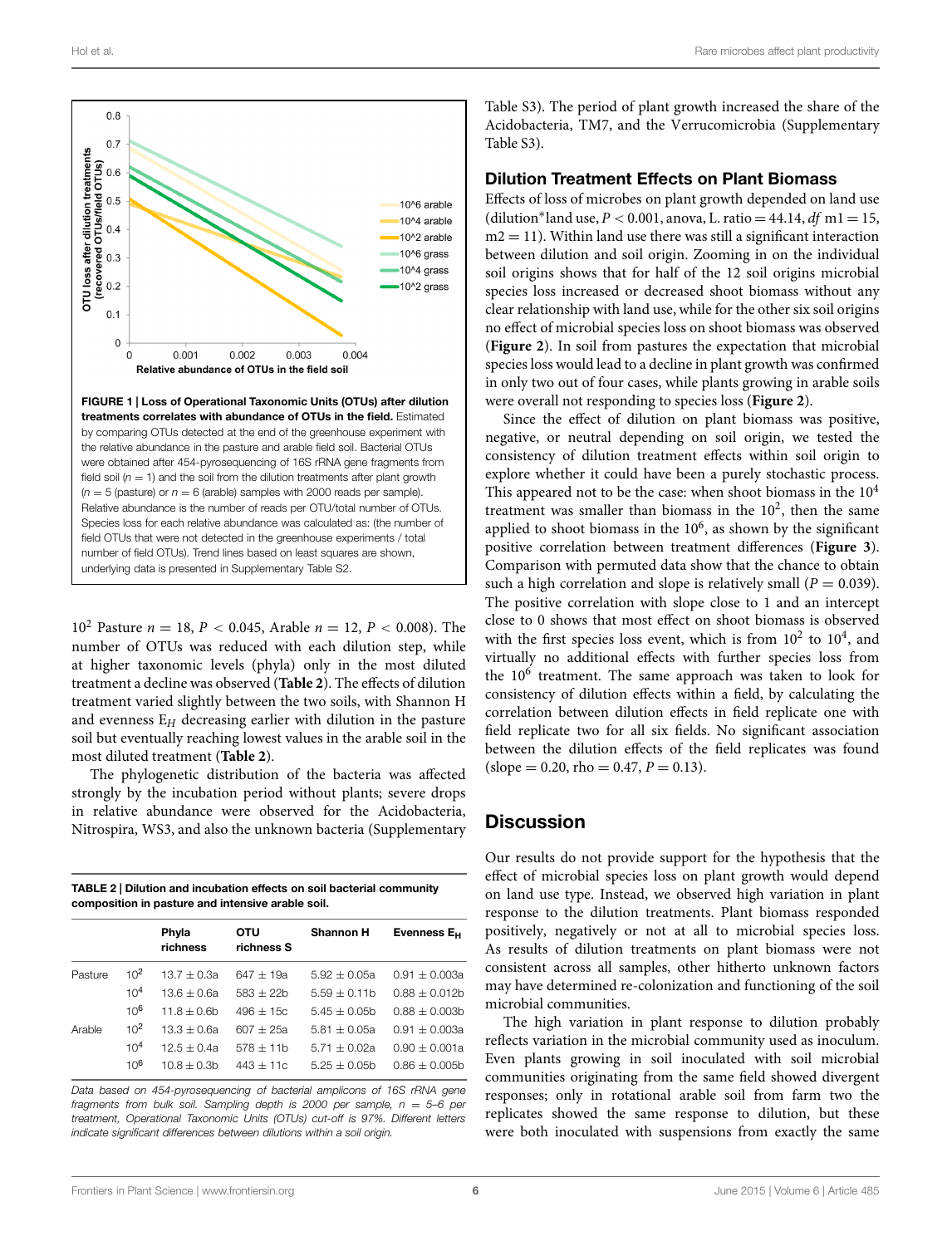FIGURE 1 | **Loss of Operational Taxonomic Units (OTUs) after dilution treatments correlates with abundance of OTUs in the field.** Estimated by comparing OTUs detected at the end of the greenhouse experiment with the relative abundance in the pasture and arable field soil. Bacterial OTUs were obtained after 454-pyrosequencing of 16S rRNA gene fragments from field soil ($n = 1$) and the soil from the dilution treatments after plant growth ($n = 5$ (pasture) or $n = 6$ (arable) samples with 2000 reads per sample). Relative abundance is the number of reads per OTU/total number of OTUs. Species loss for each relative abundance was calculated as: (the number of field OTUs that were not detected in the greenhouse experiments / total number of field OTUs). Trend lines based on least squares are shown, underlying data is presented in Supplementary Table S2.

$10^2$ Pasture $n = 18$, $P < 0.045$, Arable $n = 12$, $P < 0.008$). The number of OTUs was reduced with each dilution step, while at higher taxonomic levels (phyla) only in the most diluted treatment a decline was observed (**Table 2**). The effects of dilution treatment varied slightly between the two soils, with Shannon H and evenness $E_H$ decreasing earlier with dilution in the pasture soil but eventually reaching lowest values in the arable soil in the most diluted treatment (**Table 2**).

The phylogenetic distribution of the bacteria was affected strongly by the incubation period without plants; severe drops in relative abundance were observed for the Acidobacteria, Nitrospira, WS3, and also the unknown bacteria (Supplementary Table S3). The period of plant growth increased the share of the Acidobacteria, TM7, and the Verrucomicrobia (Supplementary Table S3).

**TABLE 2 | Dilution and incubation effects on soil bacterial community composition in pasture and intensive arable soil.**

| | | Phyla richness | OTU richness S | Shannon H | Evenness $E_H$ |
|---|---|---|---|---|---|
| Pasture | $10^2$ | 13.7 ± 0.3a | 647 ± 19a | 5.92 ± 0.05a | 0.91 ± 0.003a |
| | $10^4$ | 13.6 ± 0.6a | 583 ± 22b | 5.59 ± 0.11b | 0.88 ± 0.012b |
| | $10^6$ | 11.8 ± 0.6b | 496 ± 15c | 5.45 ± 0.05b | 0.88 ± 0.003b |
| Arable | $10^2$ | 13.3 ± 0.6a | 607 ± 25a | 5.81 ± 0.05a | 0.91 ± 0.003a |
| | $10^4$ | 12.5 ± 0.4a | 578 ± 11b | 5.71 ± 0.02a | 0.90 ± 0.001a |
| | $10^6$ | 10.8 ± 0.3b | 443 ± 11c | 5.25 ± 0.05b | 0.86 ± 0.005b |

*Data based on 454-pyrosequencing of bacterial amplicons of 16S rRNA gene fragments from bulk soil. Sampling depth is 2000 per sample, n = 5–6 per treatment, Operational Taxonomic Units (OTUs) cut-off is 97%. Different letters indicate significant differences between dilutions within a soil origin.*

### Dilution Treatment Effects on Plant Biomass

Effects of loss of microbes on plant growth depended on land use (dilution*land use, $P < 0.001$, anova, L. ratio = 44.14, *df* m1 = 15, m2 = 11). Within land use there was still a significant interaction between dilution and soil origin. Zooming in on the individual soil origins shows that for half of the 12 soil origins microbial species loss increased or decreased shoot biomass without any clear relationship with land use, while for the other six soil origins no effect of microbial species loss on shoot biomass was observed (**Figure 2**). In soil from pastures the expectation that microbial species loss would lead to a decline in plant growth was confirmed in only two out of four cases, while plants growing in arable soils were overall not responding to species loss (**Figure 2**).

Since the effect of dilution on plant biomass was positive, negative, or neutral depending on soil origin, we tested the consistency of dilution treatment effects within soil origin to explore whether it could have been a purely stochastic process. This appeared not to be the case: when shoot biomass in the $10^4$ treatment was smaller than biomass in the $10^2$, then the same applied to shoot biomass in the $10^6$, as shown by the significant positive correlation between treatment differences (**Figure 3**). Comparison with permuted data show that the chance to obtain such a high correlation and slope is relatively small ($P = 0.039$). The positive correlation with slope close to 1 and an intercept close to 0 shows that most effect on shoot biomass is observed with the first species loss event, which is from $10^2$ to $10^4$, and virtually no additional effects with further species loss from the $10^6$ treatment. The same approach was taken to look for consistency of dilution effects within a field, by calculating the correlation between dilution effects in field replicate one with field replicate two for all six fields. No significant association between the dilution effects of the field replicates was found (slope = 0.20, rho = 0.47, $P = 0.13$).

## Discussion

Our results do not provide support for the hypothesis that the effect of microbial species loss on plant growth would depend on land use type. Instead, we observed high variation in plant response to the dilution treatments. Plant biomass responded positively, negatively or not at all to microbial species loss. As results of dilution treatments on plant biomass were not consistent across all samples, other hitherto unknown factors may have determined re-colonization and functioning of the soil microbial communities.

The high variation in plant response to dilution probably reflects variation in the microbial community used as inoculum. Even plants growing in soil inoculated with soil microbial communities originating from the same field showed divergent responses; only in rotational arable soil from farm two the replicates showed the same response to dilution, but these were both inoculated with suspensions from exactly the same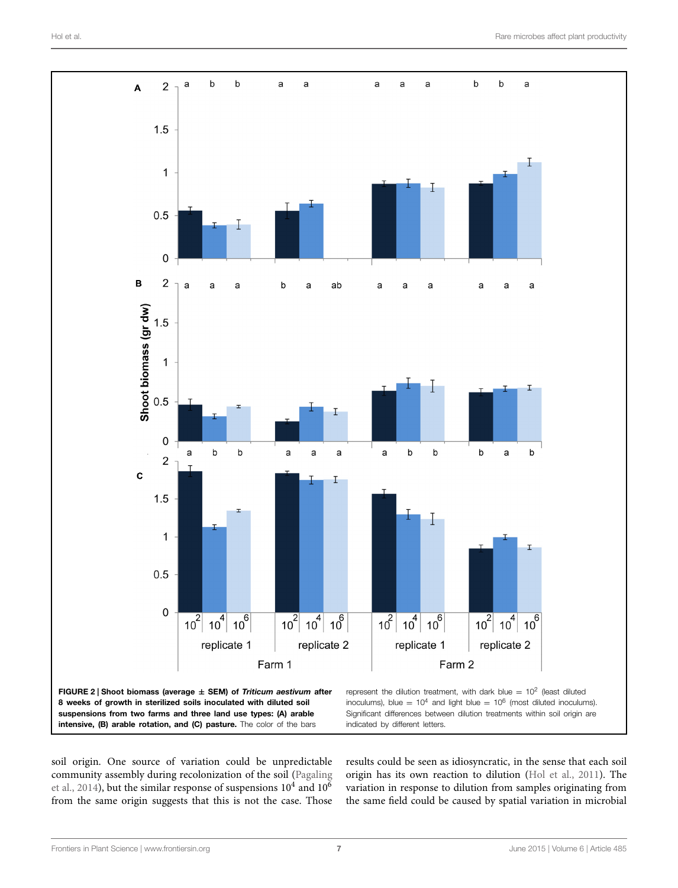**FIGURE 2 | Shoot biomass (average ± SEM) of *Triticum aestivum* after 8 weeks of growth in sterilized soils inoculated with diluted soil suspensions from two farms and three land use types: (A) arable intensive, (B) arable rotation, and (C) pasture.** The color of the bars represent the dilution treatment, with dark blue = $10^2$ (least diluted inoculums), blue = $10^4$ and light blue = $10^6$ (most diluted inoculums). Significant differences between dilution treatments within soil origin are indicated by different letters.

soil origin. One source of variation could be unpredictable community assembly during recolonization of the soil (Pagaling et al., 2014), but the similar response of suspensions $10^4$ and $10^6$ from the same origin suggests that this is not the case. Those results could be seen as idiosyncratic, in the sense that each soil origin has its own reaction to dilution (Hol et al., 2011). The variation in response to dilution from samples originating from the same field could be caused by spatial variation in microbial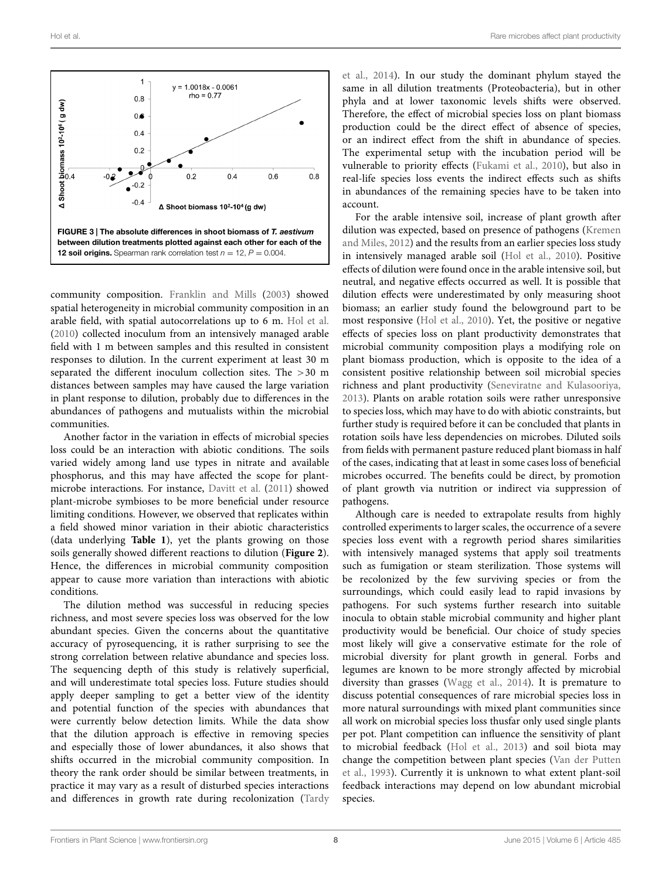**FIGURE 3 | The absolute differences in shoot biomass of *T. aestivum* between dilution treatments plotted against each other for each of the 12 soil origins.** Spearman rank correlation test $n = 12$, $P = 0.004$.

community composition. Franklin and Mills (2003) showed spatial heterogeneity in microbial community composition in an arable field, with spatial autocorrelations up to 6 m. Hol et al. (2010) collected inoculum from an intensively managed arable field with 1 m between samples and this resulted in consistent responses to dilution. In the current experiment at least 30 m separated the different inoculum collection sites. The >30 m distances between samples may have caused the large variation in plant response to dilution, probably due to differences in the abundances of pathogens and mutualists within the microbial communities.

Another factor in the variation in effects of microbial species loss could be an interaction with abiotic conditions. The soils varied widely among land use types in nitrate and available phosphorus, and this may have affected the scope for plant-microbe interactions. For instance, Davitt et al. (2011) showed plant-microbe symbioses to be more beneficial under resource limiting conditions. However, we observed that replicates within a field showed minor variation in their abiotic characteristics (data underlying **Table 1**), yet the plants growing on those soils generally showed different reactions to dilution (**Figure 2**). Hence, the differences in microbial community composition appear to cause more variation than interactions with abiotic conditions.

The dilution method was successful in reducing species richness, and most severe species loss was observed for the low abundant species. Given the concerns about the quantitative accuracy of pyrosequencing, it is rather surprising to see the strong correlation between relative abundance and species loss. The sequencing depth of this study is relatively superficial, and will underestimate total species loss. Future studies should apply deeper sampling to get a better view of the identity and potential function of the species with abundances that were currently below detection limits. While the data show that the dilution approach is effective in removing species and especially those of lower abundances, it also shows that shifts occurred in the microbial community composition. In theory the rank order should be similar between treatments, in practice it may vary as a result of disturbed species interactions and differences in growth rate during recolonization (Tardy et al., 2014). In our study the dominant phylum stayed the same in all dilution treatments (Proteobacteria), but in other phyla and at lower taxonomic levels shifts were observed. Therefore, the effect of microbial species loss on plant biomass production could be the direct effect of absence of species, or an indirect effect from the shift in abundance of species. The experimental setup with the incubation period will be vulnerable to priority effects (Fukami et al., 2010), but also in real-life species loss events the indirect effects such as shifts in abundances of the remaining species have to be taken into account.

For the arable intensive soil, increase of plant growth after dilution was expected, based on presence of pathogens (Kremen and Miles, 2012) and the results from an earlier species loss study in intensively managed arable soil (Hol et al., 2010). Positive effects of dilution were found once in the arable intensive soil, but neutral, and negative effects occurred as well. It is possible that dilution effects were underestimated by only measuring shoot biomass; an earlier study found the belowground part to be most responsive (Hol et al., 2010). Yet, the positive or negative effects of species loss on plant productivity demonstrates that microbial community composition plays a modifying role on plant biomass production, which is opposite to the idea of a consistent positive relationship between soil microbial species richness and plant productivity (Seneviratne and Kulasooriya, 2013). Plants on arable rotation soils were rather unresponsive to species loss, which may have to do with abiotic constraints, but further study is required before it can be concluded that plants in rotation soils have less dependencies on microbes. Diluted soils from fields with permanent pasture reduced plant biomass in half of the cases, indicating that at least in some cases loss of beneficial microbes occurred. The benefits could be direct, by promotion of plant growth via nutrition or indirect via suppression of pathogens.

Although care is needed to extrapolate results from highly controlled experiments to larger scales, the occurrence of a severe species loss event with a regrowth period shares similarities with intensively managed systems that apply soil treatments such as fumigation or steam sterilization. Those systems will be recolonized by the few surviving species or from the surroundings, which could easily lead to rapid invasions by pathogens. For such systems further research into suitable inocula to obtain stable microbial community and higher plant productivity would be beneficial. Our choice of study species most likely will give a conservative estimate for the role of microbial diversity for plant growth in general. Forbs and legumes are known to be more strongly affected by microbial diversity than grasses (Wagg et al., 2014). It is premature to discuss potential consequences of rare microbial species loss in more natural surroundings with mixed plant communities since all work on microbial species loss thusfar only used single plants per pot. Plant competition can influence the sensitivity of plant to microbial feedback (Hol et al., 2013) and soil biota may change the competition between plant species (Van der Putten et al., 1993). Currently it is unknown to what extent plant-soil feedback interactions may depend on low abundant microbial species.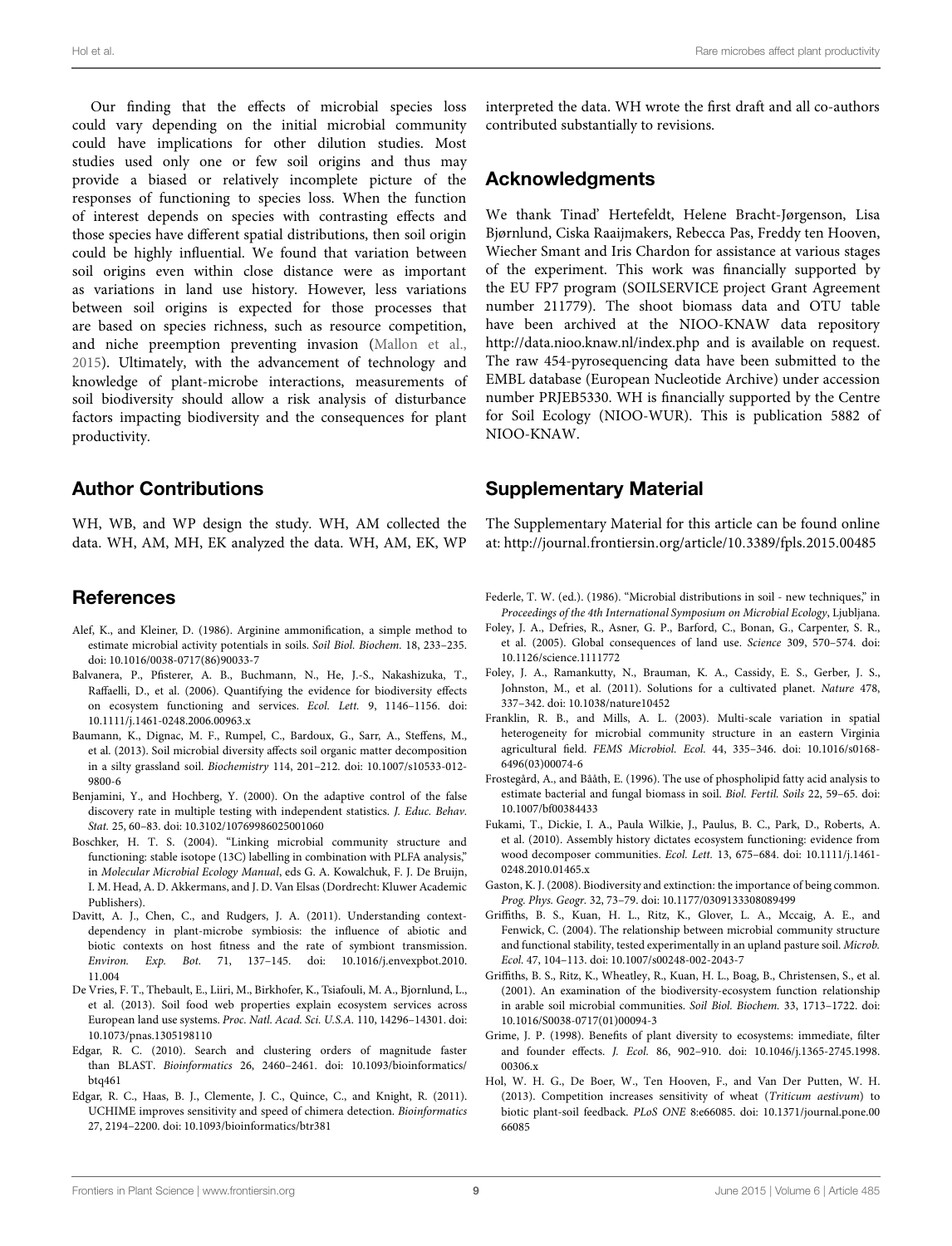Our finding that the effects of microbial species loss could vary depending on the initial microbial community could have implications for other dilution studies. Most studies used only one or few soil origins and thus may provide a biased or relatively incomplete picture of the responses of functioning to species loss. When the function of interest depends on species with contrasting effects and those species have different spatial distributions, then soil origin could be highly influential. We found that variation between soil origins even within close distance were as important as variations in land use history. However, less variations between soil origins is expected for those processes that are based on species richness, such as resource competition, and niche preemption preventing invasion (Mallon et al., 2015). Ultimately, with the advancement of technology and knowledge of plant-microbe interactions, measurements of soil biodiversity should allow a risk analysis of disturbance factors impacting biodiversity and the consequences for plant productivity.

## Author Contributions

WH, WB, and WP design the study. WH, AM collected the data. WH, AM, MH, EK analyzed the data. WH, AM, EK, WP interpreted the data. WH wrote the first draft and all co-authors contributed substantially to revisions.

## Acknowledgments

We thank Tinad' Hertefeldt, Helene Bracht-Jørgenson, Lisa Bjørnlund, Ciska Raaijmakers, Rebecca Pas, Freddy ten Hooven, Wiecher Smant and Iris Chardon for assistance at various stages of the experiment. This work was financially supported by the EU FP7 program (SOILSERVICE project Grant Agreement number 211779). The shoot biomass data and OTU table have been archived at the NIOO-KNAW data repository http://data.nioo.knaw.nl/index.php and is available on request. The raw 454-pyrosequencing data have been submitted to the EMBL database (European Nucleotide Archive) under accession number PRJEB5330. WH is financially supported by the Centre for Soil Ecology (NIOO-WUR). This is publication 5882 of NIOO-KNAW.

## Supplementary Material

The Supplementary Material for this article can be found online at: http://journal.frontiersin.org/article/10.3389/fpls.2015.00485

## References

Alef, K., and Kleiner, D. (1986). Arginine ammonification, a simple method to estimate microbial activity potentials in soils. *Soil Biol. Biochem.* 18, 233–235. doi: 10.1016/0038-0717(86)90033-7

Balvanera, P., Pfisterer, A. B., Buchmann, N., He, J.-S., Nakashizuka, T., Raffaelli, D., et al. (2006). Quantifying the evidence for biodiversity effects on ecosystem functioning and services. *Ecol. Lett.* 9, 1146–1156. doi: 10.1111/j.1461-0248.2006.00963.x

Baumann, K., Dignac, M. F., Rumpel, C., Bardoux, G., Sarr, A., Steffens, M., et al. (2013). Soil microbial diversity affects soil organic matter decomposition in a silty grassland soil. *Biochemistry* 114, 201–212. doi: 10.1007/s10533-012-9800-6

Benjamini, Y., and Hochberg, Y. (2000). On the adaptive control of the false discovery rate in multiple testing with independent statistics. *J. Educ. Behav. Stat.* 25, 60–83. doi: 10.3102/10769986025001060

Boschker, H. T. S. (2004). "Linking microbial community structure and functioning: stable isotope (13C) labelling in combination with PLFA analysis," in *Molecular Microbial Ecology Manual*, eds G. A. Kowalchuk, F. J. De Bruijn, I. M. Head, A. D. Akkermans, and J. D. Van Elsas (Dordrecht: Kluwer Academic Publishers).

Davitt, A. J., Chen, C., and Rudgers, J. A. (2011). Understanding context-dependency in plant-microbe symbiosis: the influence of abiotic and biotic contexts on host fitness and the rate of symbiont transmission. *Environ. Exp. Bot.* 71, 137–145. doi: 10.1016/j.envexpbot.2010.11.004

De Vries, F. T., Thebault, E., Liiri, M., Birkhofer, K., Tsiafouli, M. A., Bjornlund, L., et al. (2013). Soil food web properties explain ecosystem services across European land use systems. *Proc. Natl. Acad. Sci. U.S.A.* 110, 14296–14301. doi: 10.1073/pnas.1305198110

Edgar, R. C. (2010). Search and clustering orders of magnitude faster than BLAST. *Bioinformatics* 26, 2460–2461. doi: 10.1093/bioinformatics/btq461

Edgar, R. C., Haas, B. J., Clemente, J. C., Quince, C., and Knight, R. (2011). UCHIME improves sensitivity and speed of chimera detection. *Bioinformatics* 27, 2194–2200. doi: 10.1093/bioinformatics/btr381

Federle, T. W. (ed.). (1986). "Microbial distributions in soil - new techniques," in *Proceedings of the 4th International Symposium on Microbial Ecology*, Ljubljana.

Foley, J. A., Defries, R., Asner, G. P., Barford, C., Bonan, G., Carpenter, S. R., et al. (2005). Global consequences of land use. *Science* 309, 570–574. doi: 10.1126/science.1111772

Foley, J. A., Ramankutty, N., Brauman, K. A., Cassidy, E. S., Gerber, J. S., Johnston, M., et al. (2011). Solutions for a cultivated planet. *Nature* 478, 337–342. doi: 10.1038/nature10452

Franklin, R. B., and Mills, A. L. (2003). Multi-scale variation in spatial heterogeneity for microbial community structure in an eastern Virginia agricultural field. *FEMS Microbiol. Ecol.* 44, 335–346. doi: 10.1016/s0168-6496(03)00074-6

Frostegård, A., and Bååth, E. (1996). The use of phospholipid fatty acid analysis to estimate bacterial and fungal biomass in soil. *Biol. Fertil. Soils* 22, 59–65. doi: 10.1007/bf00384433

Fukami, T., Dickie, I. A., Paula Wilkie, J., Paulus, B. C., Park, D., Roberts, A. et al. (2010). Assembly history dictates ecosystem functioning: evidence from wood decomposer communities. *Ecol. Lett.* 13, 675–684. doi: 10.1111/j.1461-0248.2010.01465.x

Gaston, K. J. (2008). Biodiversity and extinction: the importance of being common. *Prog. Phys. Geogr.* 32, 73–79. doi: 10.1177/0309133308089499

Griffiths, B. S., Kuan, H. L., Ritz, K., Glover, L. A., Mccaig, A. E., and Fenwick, C. (2004). The relationship between microbial community structure and functional stability, tested experimentally in an upland pasture soil. *Microb. Ecol.* 47, 104–113. doi: 10.1007/s00248-002-2043-7

Griffiths, B. S., Ritz, K., Wheatley, R., Kuan, H. L., Boag, B., Christensen, S., et al. (2001). An examination of the biodiversity-ecosystem function relationship in arable soil microbial communities. *Soil Biol. Biochem.* 33, 1713–1722. doi: 10.1016/S0038-0717(01)00094-3

Grime, J. P. (1998). Benefits of plant diversity to ecosystems: immediate, filter and founder effects. *J. Ecol.* 86, 902–910. doi: 10.1046/j.1365-2745.1998.00306.x

Hol, W. H. G., De Boer, W., Ten Hooven, F., and Van Der Putten, W. H. (2013). Competition increases sensitivity of wheat (*Triticum aestivum*) to biotic plant-soil feedback. *PLoS ONE* 8:e66085. doi: 10.1371/journal.pone.0066085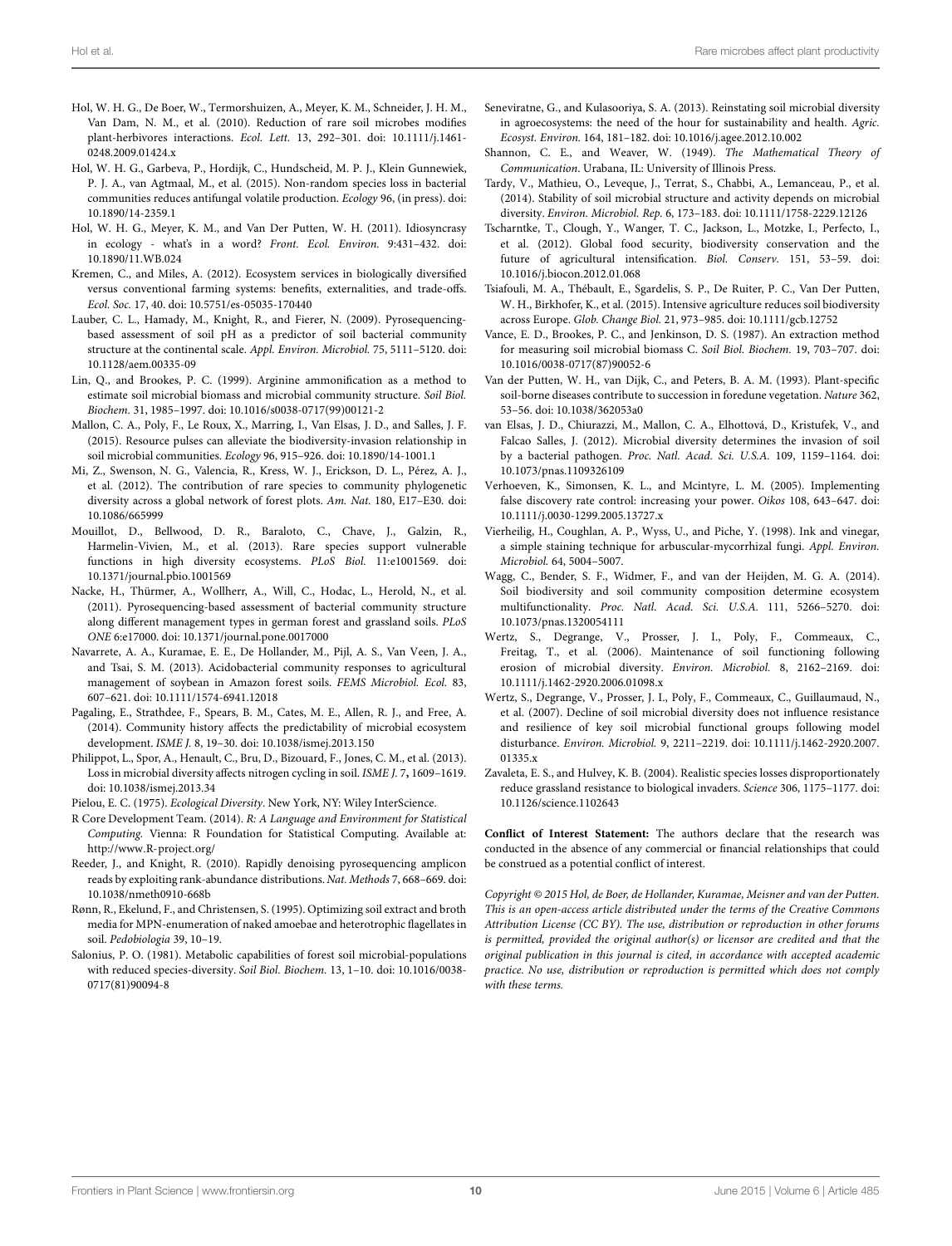Hol, W. H. G., De Boer, W., Termorshuizen, A., Meyer, K. M., Schneider, J. H. M., Van Dam, N. M., et al. (2010). Reduction of rare soil microbes modifies plant-herbivores interactions. *Ecol. Lett.* 13, 292–301. doi: 10.1111/j.1461-0248.2009.01424.x

Hol, W. H. G., Garbeva, P., Hordijk, C., Hundscheid, M. P. J., Klein Gunnewiek, P. J. A., van Agtmaal, M., et al. (2015). Non-random species loss in bacterial communities reduces antifungal volatile production. *Ecology* 96, (in press). doi: 10.1890/14-2359.1

Hol, W. H. G., Meyer, K. M., and Van Der Putten, W. H. (2011). Idiosyncrasy in ecology - what's in a word? *Front. Ecol. Environ.* 9:431–432. doi: 10.1890/11.WB.024

Kremen, C., and Miles, A. (2012). Ecosystem services in biologically diversified versus conventional farming systems: benefits, externalities, and trade-offs. *Ecol. Soc.* 17, 40. doi: 10.5751/es-05035-170440

Lauber, C. L., Hamady, M., Knight, R., and Fierer, N. (2009). Pyrosequencing-based assessment of soil pH as a predictor of soil bacterial community structure at the continental scale. *Appl. Environ. Microbiol.* 75, 5111–5120. doi: 10.1128/aem.00335-09

Lin, Q., and Brookes, P. C. (1999). Arginine ammonification as a method to estimate soil microbial biomass and microbial community structure. *Soil Biol. Biochem.* 31, 1985–1997. doi: 10.1016/s0038-0717(99)00121-2

Mallon, C. A., Poly, F., Le Roux, X., Marring, I., Van Elsas, J. D., and Salles, J. F. (2015). Resource pulses can alleviate the biodiversity-invasion relationship in soil microbial communities. *Ecology* 96, 915–926. doi: 10.1890/14-1001.1

Mi, Z., Swenson, N. G., Valencia, R., Kress, W. J., Erickson, D. L., Pérez, A. J., et al. (2012). The contribution of rare species to community phylogenetic diversity across a global network of forest plots. *Am. Nat.* 180, E17–E30. doi: 10.1086/665999

Mouillot, D., Bellwood, D. R., Baraloto, C., Chave, J., Galzin, R., Harmelin-Vivien, M., et al. (2013). Rare species support vulnerable functions in high diversity ecosystems. *PLoS Biol.* 11:e1001569. doi: 10.1371/journal.pbio.1001569

Nacke, H., Thürmer, A., Wollherr, A., Will, C., Hodac, L., Herold, N., et al. (2011). Pyrosequencing-based assessment of bacterial community structure along different management types in german forest and grassland soils. *PLoS ONE* 6:e17000. doi: 10.1371/journal.pone.0017000

Navarrete, A. A., Kuramae, E. E., De Hollander, M., Pijl, A. S., Van Veen, J. A., and Tsai, S. M. (2013). Acidobacterial community responses to agricultural management of soybean in Amazon forest soils. *FEMS Microbiol. Ecol.* 83, 607–621. doi: 10.1111/1574-6941.12018

Pagaling, E., Strathdee, F., Spears, B. M., Cates, M. E., Allen, R. J., and Free, A. (2014). Community history affects the predictability of microbial ecosystem development. *ISME J.* 8, 19–30. doi: 10.1038/ismej.2013.150

Philippot, L., Spor, A., Henault, C., Bru, D., Bizouard, F., Jones, C. M., et al. (2013). Loss in microbial diversity affects nitrogen cycling in soil. *ISME J.* 7**,** 1609–1619. doi: 10.1038/ismej.2013.34

Pielou, E. C. (1975). *Ecological Diversity*. New York, NY: Wiley InterScience.

R Core Development Team. (2014). *R: A Language and Environment for Statistical Computing.* Vienna: R Foundation for Statistical Computing. Available at: http://www.R-project.org/

Reeder, J., and Knight, R. (2010). Rapidly denoising pyrosequencing amplicon reads by exploiting rank-abundance distributions. *Nat. Methods* 7, 668–669. doi: 10.1038/nmeth0910-668b

Rønn, R., Ekelund, F., and Christensen, S. (1995). Optimizing soil extract and broth media for MPN-enumeration of naked amoebae and heterotrophic flagellates in soil. *Pedobiologia* 39, 10–19.

Salonius, P. O. (1981). Metabolic capabilities of forest soil microbial-populations with reduced species-diversity. *Soil Biol. Biochem.* 13, 1–10. doi: 10.1016/0038-0717(81)90094-8

Seneviratne, G., and Kulasooriya, S. A. (2013). Reinstating soil microbial diversity in agroecosystems: the need of the hour for sustainability and health. *Agric. Ecosyst. Environ.* 164, 181–182. doi: 10.1016/j.agee.2012.10.002

Shannon, C. E., and Weaver, W. (1949). *The Mathematical Theory of Communication*. Urabana, IL: University of Illinois Press.

Tardy, V., Mathieu, O., Leveque, J., Terrat, S., Chabbi, A., Lemanceau, P., et al. (2014). Stability of soil microbial structure and activity depends on microbial diversity. *Environ. Microbiol. Rep.* 6, 173–183. doi: 10.1111/1758-2229.12126

Tscharntke, T., Clough, Y., Wanger, T. C., Jackson, L., Motzke, I., Perfecto, I., et al. (2012). Global food security, biodiversity conservation and the future of agricultural intensification. *Biol. Conserv.* 151, 53–59. doi: 10.1016/j.biocon.2012.01.068

Tsiafouli, M. A., Thébault, E., Sgardelis, S. P., De Ruiter, P. C., Van Der Putten, W. H., Birkhofer, K., et al. (2015). Intensive agriculture reduces soil biodiversity across Europe. *Glob. Change Biol.* 21, 973–985. doi: 10.1111/gcb.12752

Vance, E. D., Brookes, P. C., and Jenkinson, D. S. (1987). An extraction method for measuring soil microbial biomass C. *Soil Biol. Biochem.* 19, 703–707. doi: 10.1016/0038-0717(87)90052-6

Van der Putten, W. H., van Dijk, C., and Peters, B. A. M. (1993). Plant-specific soil-borne diseases contribute to succession in foredune vegetation. *Nature* 362, 53–56. doi: 10.1038/362053a0

van Elsas, J. D., Chiurazzi, M., Mallon, C. A., Elhottová, D., Kristufek, V., and Falcao Salles, J. (2012). Microbial diversity determines the invasion of soil by a bacterial pathogen. *Proc. Natl. Acad. Sci. U.S.A.* 109, 1159–1164. doi: 10.1073/pnas.1109326109

Verhoeven, K., Simonsen, K. L., and Mcintyre, L. M. (2005). Implementing false discovery rate control: increasing your power. *Oikos* 108, 643–647. doi: 10.1111/j.0030-1299.2005.13727.x

Vierheilig, H., Coughlan, A. P., Wyss, U., and Piche, Y. (1998). Ink and vinegar, a simple staining technique for arbuscular-mycorrhizal fungi. *Appl. Environ. Microbiol.* 64, 5004–5007.

Wagg, C., Bender, S. F., Widmer, F., and van der Heijden, M. G. A. (2014). Soil biodiversity and soil community composition determine ecosystem multifunctionality. *Proc. Natl. Acad. Sci. U.S.A.* 111, 5266–5270. doi: 10.1073/pnas.1320054111

Wertz, S., Degrange, V., Prosser, J. I., Poly, F., Commeaux, C., Freitag, T., et al. (2006). Maintenance of soil functioning following erosion of microbial diversity. *Environ. Microbiol.* 8, 2162–2169. doi: 10.1111/j.1462-2920.2006.01098.x

Wertz, S., Degrange, V., Prosser, J. I., Poly, F., Commeaux, C., Guillaumaud, N., et al. (2007). Decline of soil microbial diversity does not influence resistance and resilience of key soil microbial functional groups following model disturbance. *Environ. Microbiol.* 9, 2211–2219. doi: 10.1111/j.1462-2920.2007.01335.x

Zavaleta, E. S., and Hulvey, K. B. (2004). Realistic species losses disproportionately reduce grassland resistance to biological invaders. *Science* 306, 1175–1177. doi: 10.1126/science.1102643

**Conflict of Interest Statement:** The authors declare that the research was conducted in the absence of any commercial or financial relationships that could be construed as a potential conflict of interest.

*Copyright © 2015 Hol, de Boer, de Hollander, Kuramae, Meisner and van der Putten. This is an open-access article distributed under the terms of the Creative Commons Attribution License (CC BY). The use, distribution or reproduction in other forums is permitted, provided the original author(s) or licensor are credited and that the original publication in this journal is cited, in accordance with accepted academic practice. No use, distribution or reproduction is permitted which does not comply with these terms.*